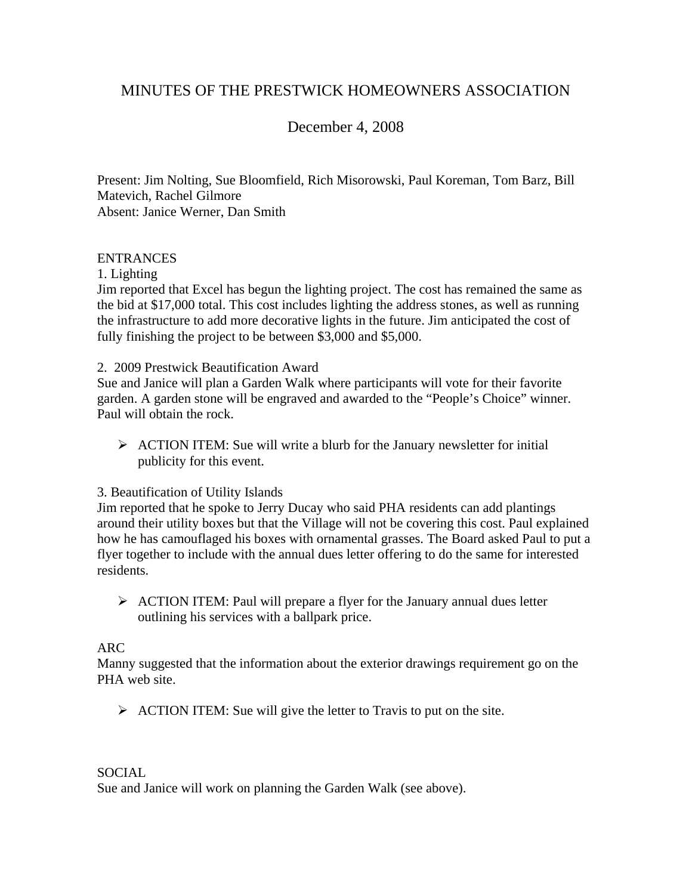# MINUTES OF THE PRESTWICK HOMEOWNERS ASSOCIATION

## December 4, 2008

Present: Jim Nolting, Sue Bloomfield, Rich Misorowski, Paul Koreman, Tom Barz, Bill Matevich, Rachel Gilmore
Absent: Janice Werner, Dan Smith

### ENTRANCES

1. Lighting

Jim reported that Excel has begun the lighting project. The cost has remained the same as the bid at $17,000 total. This cost includes lighting the address stones, as well as running the infrastructure to add more decorative lights in the future. Jim anticipated the cost of fully finishing the project to be between $3,000 and $5,000.

2. 2009 Prestwick Beautification Award

Sue and Janice will plan a Garden Walk where participants will vote for their favorite garden. A garden stone will be engraved and awarded to the "People's Choice" winner. Paul will obtain the rock.

- ACTION ITEM: Sue will write a blurb for the January newsletter for initial publicity for this event.

3. Beautification of Utility Islands

Jim reported that he spoke to Jerry Ducay who said PHA residents can add plantings around their utility boxes but that the Village will not be covering this cost. Paul explained how he has camouflaged his boxes with ornamental grasses. The Board asked Paul to put a flyer together to include with the annual dues letter offering to do the same for interested residents.

- ACTION ITEM: Paul will prepare a flyer for the January annual dues letter outlining his services with a ballpark price.

### ARC

Manny suggested that the information about the exterior drawings requirement go on the PHA web site.

- ACTION ITEM: Sue will give the letter to Travis to put on the site.

### SOCIAL

Sue and Janice will work on planning the Garden Walk (see above).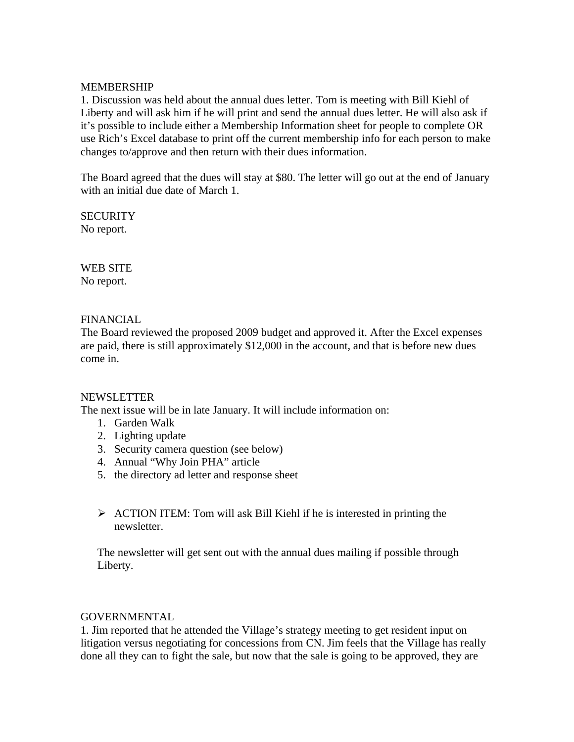## MEMBERSHIP

1. Discussion was held about the annual dues letter. Tom is meeting with Bill Kiehl of Liberty and will ask him if he will print and send the annual dues letter. He will also ask if it's possible to include either a Membership Information sheet for people to complete OR use Rich's Excel database to print off the current membership info for each person to make changes to/approve and then return with their dues information.

The Board agreed that the dues will stay at $80. The letter will go out at the end of January with an initial due date of March 1.

## SECURITY

No report.

## WEB SITE

No report.

## FINANCIAL

The Board reviewed the proposed 2009 budget and approved it. After the Excel expenses are paid, there is still approximately $12,000 in the account, and that is before new dues come in.

## NEWSLETTER

The next issue will be in late January. It will include information on:

1. Garden Walk
2. Lighting update
3. Security camera question (see below)
4. Annual "Why Join PHA" article
5. the directory ad letter and response sheet

- ACTION ITEM: Tom will ask Bill Kiehl if he is interested in printing the newsletter.

The newsletter will get sent out with the annual dues mailing if possible through Liberty.

## GOVERNMENTAL

1. Jim reported that he attended the Village's strategy meeting to get resident input on litigation versus negotiating for concessions from CN. Jim feels that the Village has really done all they can to fight the sale, but now that the sale is going to be approved, they are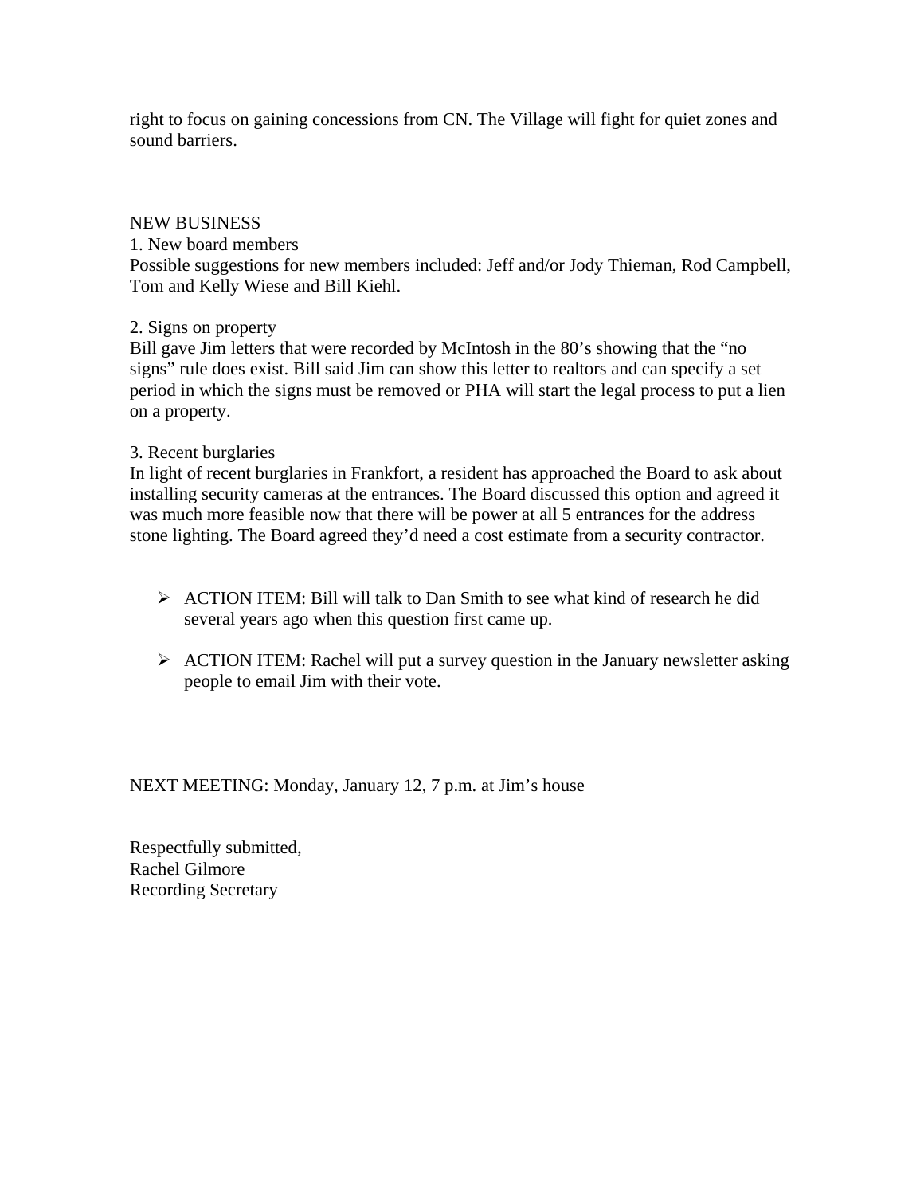right to focus on gaining concessions from CN. The Village will fight for quiet zones and sound barriers.

NEW BUSINESS

1. New board members

Possible suggestions for new members included: Jeff and/or Jody Thieman, Rod Campbell, Tom and Kelly Wiese and Bill Kiehl.

2. Signs on property

Bill gave Jim letters that were recorded by McIntosh in the 80's showing that the "no signs" rule does exist. Bill said Jim can show this letter to realtors and can specify a set period in which the signs must be removed or PHA will start the legal process to put a lien on a property.

3. Recent burglaries

In light of recent burglaries in Frankfort, a resident has approached the Board to ask about installing security cameras at the entrances. The Board discussed this option and agreed it was much more feasible now that there will be power at all 5 entrances for the address stone lighting. The Board agreed they'd need a cost estimate from a security contractor.

- ACTION ITEM: Bill will talk to Dan Smith to see what kind of research he did several years ago when this question first came up.

- ACTION ITEM: Rachel will put a survey question in the January newsletter asking people to email Jim with their vote.

NEXT MEETING: Monday, January 12, 7 p.m. at Jim's house

Respectfully submitted,
Rachel Gilmore
Recording Secretary